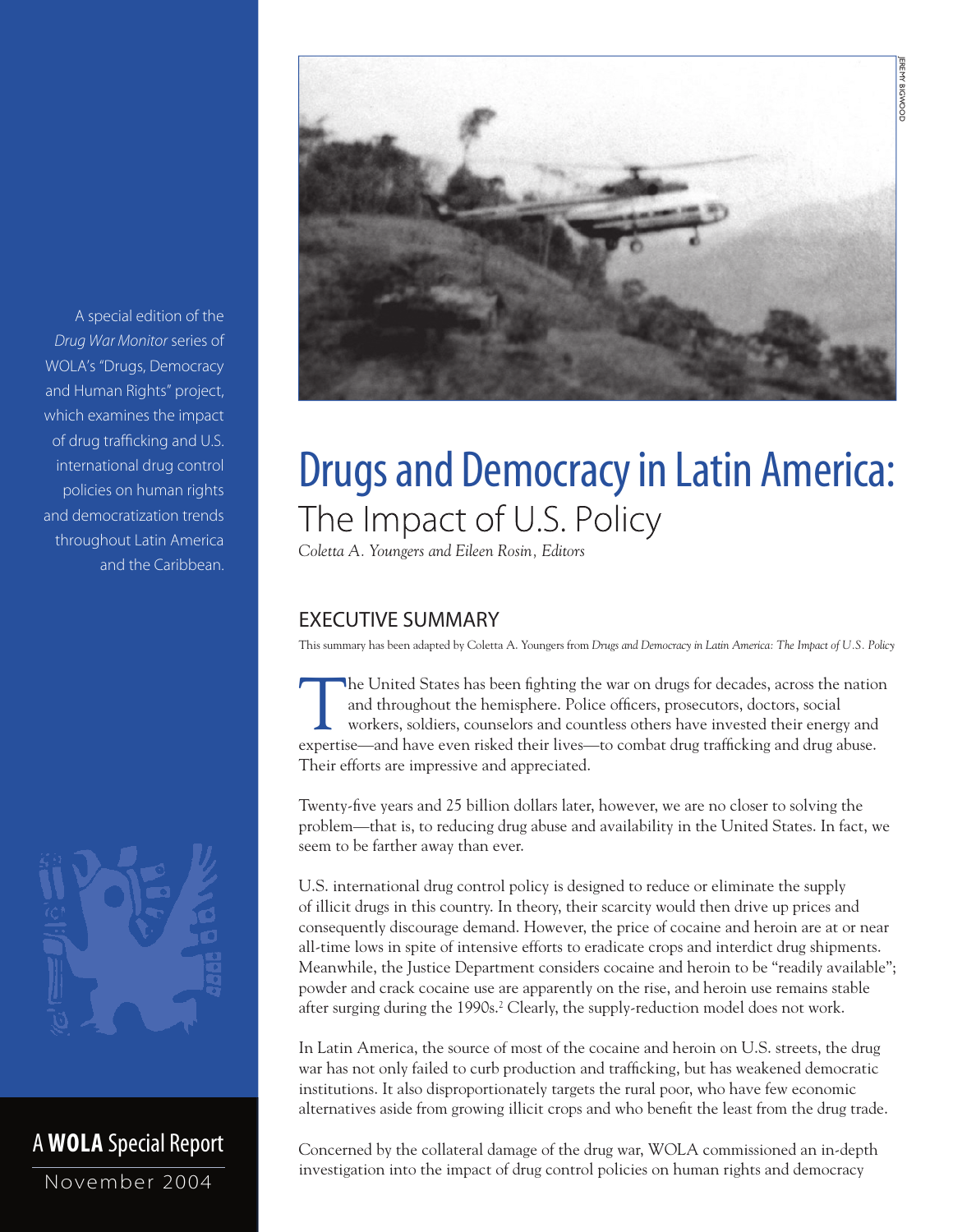A special edition of the *Drug War Monitor* series of WOLA's "Drugs, Democracy and Human Rights" project, which examines the impact of drug trafficking and U.S. international drug control policies on human rights and democratization trends throughout Latin America and the Caribbean.

A **WOLA** Special Report

November 2004

# Drugs and Democracy in Latin America:
## The Impact of U.S. Policy

*Coletta A. Youngers and Eileen Rosin, Editors*

## EXECUTIVE SUMMARY

This summary has been adapted by Coletta A. Youngers from *Drugs and Democracy in Latin America: The Impact of U.S. Policy*

The United States has been fighting the war on drugs for decades, across the nation and throughout the hemisphere. Police officers, prosecutors, doctors, social workers, soldiers, counselors and countless others have invested their energy and expertise—and have even risked their lives—to combat drug trafficking and drug abuse. Their efforts are impressive and appreciated.

Twenty-five years and 25 billion dollars later, however, we are no closer to solving the problem—that is, to reducing drug abuse and availability in the United States. In fact, we seem to be farther away than ever.

U.S. international drug control policy is designed to reduce or eliminate the supply of illicit drugs in this country. In theory, their scarcity would then drive up prices and consequently discourage demand. However, the price of cocaine and heroin are at or near all-time lows in spite of intensive efforts to eradicate crops and interdict drug shipments. Meanwhile, the Justice Department considers cocaine and heroin to be "readily available"; powder and crack cocaine use are apparently on the rise, and heroin use remains stable after surging during the 1990s.[2] Clearly, the supply-reduction model does not work.

In Latin America, the source of most of the cocaine and heroin on U.S. streets, the drug war has not only failed to curb production and trafficking, but has weakened democratic institutions. It also disproportionately targets the rural poor, who have few economic alternatives aside from growing illicit crops and who benefit the least from the drug trade.

Concerned by the collateral damage of the drug war, WOLA commissioned an in-depth investigation into the impact of drug control policies on human rights and democracy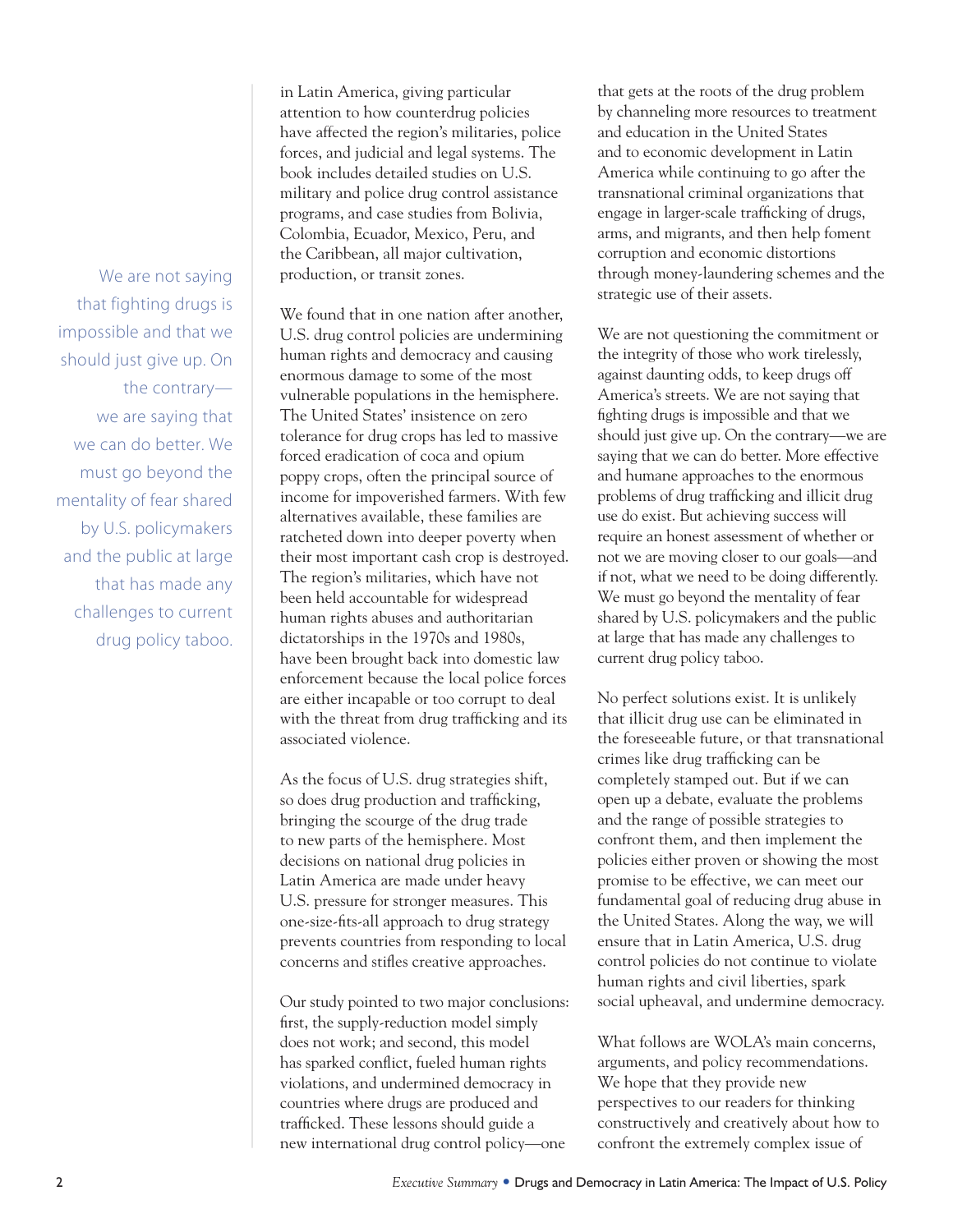in Latin America, giving particular attention to how counterdrug policies have affected the region's militaries, police forces, and judicial and legal systems. The book includes detailed studies on U.S. military and police drug control assistance programs, and case studies from Bolivia, Colombia, Ecuador, Mexico, Peru, and the Caribbean, all major cultivation, production, or transit zones.

> We are not saying that fighting drugs is impossible and that we should just give up. On the contrary—we are saying that we can do better. We must go beyond the mentality of fear shared by U.S. policymakers and the public at large that has made any challenges to current drug policy taboo.

We found that in one nation after another, U.S. drug control policies are undermining human rights and democracy and causing enormous damage to some of the most vulnerable populations in the hemisphere. The United States' insistence on zero tolerance for drug crops has led to massive forced eradication of coca and opium poppy crops, often the principal source of income for impoverished farmers. With few alternatives available, these families are ratcheted down into deeper poverty when their most important cash crop is destroyed. The region's militaries, which have not been held accountable for widespread human rights abuses and authoritarian dictatorships in the 1970s and 1980s, have been brought back into domestic law enforcement because the local police forces are either incapable or too corrupt to deal with the threat from drug trafficking and its associated violence.

As the focus of U.S. drug strategies shift, so does drug production and trafficking, bringing the scourge of the drug trade to new parts of the hemisphere. Most decisions on national drug policies in Latin America are made under heavy U.S. pressure for stronger measures. This one-size-fits-all approach to drug strategy prevents countries from responding to local concerns and stifles creative approaches.

Our study pointed to two major conclusions: first, the supply-reduction model simply does not work; and second, this model has sparked conflict, fueled human rights violations, and undermined democracy in countries where drugs are produced and trafficked. These lessons should guide a new international drug control policy—one that gets at the roots of the drug problem by channeling more resources to treatment and education in the United States and to economic development in Latin America while continuing to go after the transnational criminal organizations that engage in larger-scale trafficking of drugs, arms, and migrants, and then help foment corruption and economic distortions through money-laundering schemes and the strategic use of their assets.

We are not questioning the commitment or the integrity of those who work tirelessly, against daunting odds, to keep drugs off America's streets. We are not saying that fighting drugs is impossible and that we should just give up. On the contrary—we are saying that we can do better. More effective and humane approaches to the enormous problems of drug trafficking and illicit drug use do exist. But achieving success will require an honest assessment of whether or not we are moving closer to our goals—and if not, what we need to be doing differently. We must go beyond the mentality of fear shared by U.S. policymakers and the public at large that has made any challenges to current drug policy taboo.

No perfect solutions exist. It is unlikely that illicit drug use can be eliminated in the foreseeable future, or that transnational crimes like drug trafficking can be completely stamped out. But if we can open up a debate, evaluate the problems and the range of possible strategies to confront them, and then implement the policies either proven or showing the most promise to be effective, we can meet our fundamental goal of reducing drug abuse in the United States. Along the way, we will ensure that in Latin America, U.S. drug control policies do not continue to violate human rights and civil liberties, spark social upheaval, and undermine democracy.

What follows are WOLA's main concerns, arguments, and policy recommendations. We hope that they provide new perspectives to our readers for thinking constructively and creatively about how to confront the extremely complex issue of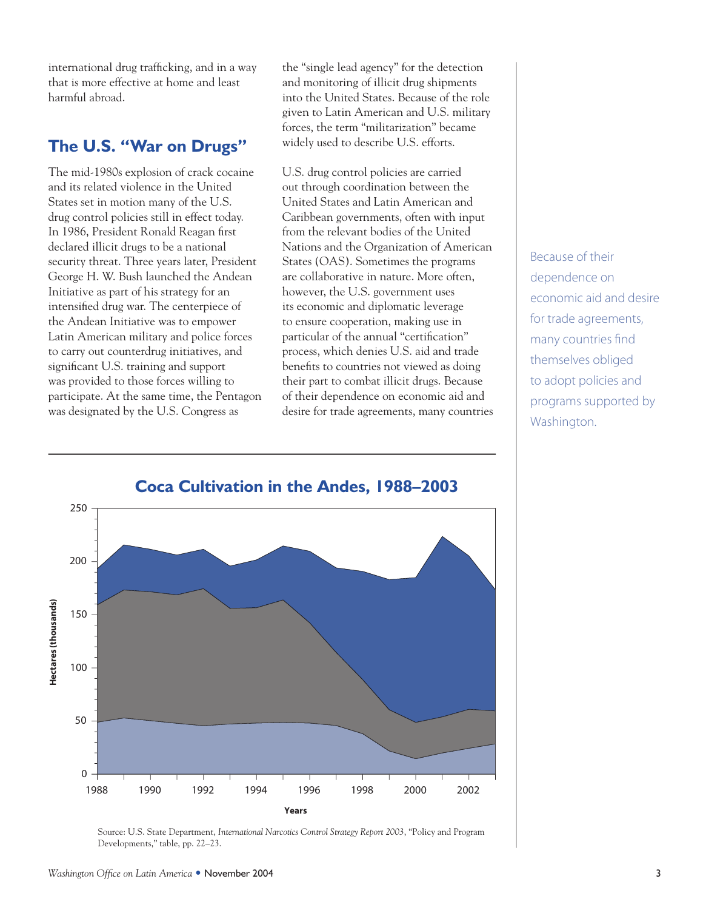international drug trafficking, and in a way that is more effective at home and least harmful abroad.

## The U.S. "War on Drugs"

The mid-1980s explosion of crack cocaine and its related violence in the United States set in motion many of the U.S. drug control policies still in effect today. In 1986, President Ronald Reagan first declared illicit drugs to be a national security threat. Three years later, President George H. W. Bush launched the Andean Initiative as part of his strategy for an intensified drug war. The centerpiece of the Andean Initiative was to empower Latin American military and police forces to carry out counterdrug initiatives, and significant U.S. training and support was provided to those forces willing to participate. At the same time, the Pentagon was designated by the U.S. Congress as the "single lead agency" for the detection and monitoring of illicit drug shipments into the United States. Because of the role given to Latin American and U.S. military forces, the term "militarization" became widely used to describe U.S. efforts.

U.S. drug control policies are carried out through coordination between the United States and Latin American and Caribbean governments, often with input from the relevant bodies of the United Nations and the Organization of American States (OAS). Sometimes the programs are collaborative in nature. More often, however, the U.S. government uses its economic and diplomatic leverage to ensure cooperation, making use in particular of the annual "certification" process, which denies U.S. aid and trade benefits to countries not viewed as doing their part to combat illicit drugs. Because of their dependence on economic aid and desire for trade agreements, many countries

> Because of their dependence on economic aid and desire for trade agreements, many countries find themselves obliged to adopt policies and programs supported by Washington.

**Coca Cultivation in the Andes, 1988–2003**

Source: U.S. State Department, *International Narcotics Control Strategy Report 2003*, "Policy and Program Developments," table, pp. 22–23.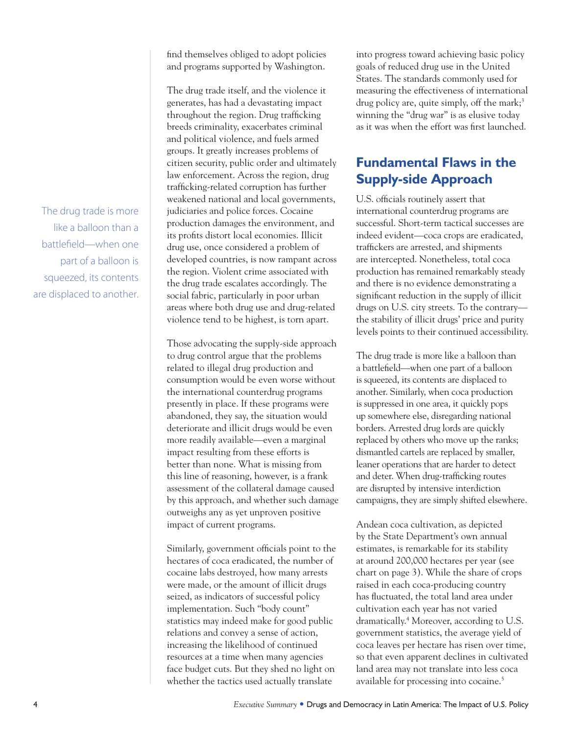find themselves obliged to adopt policies and programs supported by Washington.

The drug trade itself, and the violence it generates, has had a devastating impact throughout the region. Drug trafficking breeds criminality, exacerbates criminal and political violence, and fuels armed groups. It greatly increases problems of citizen security, public order and ultimately law enforcement. Across the region, drug trafficking-related corruption has further weakened national and local governments, judiciaries and police forces. Cocaine production damages the environment, and its profits distort local economies. Illicit drug use, once considered a problem of developed countries, is now rampant across the region. Violent crime associated with the drug trade escalates accordingly. The social fabric, particularly in poor urban areas where both drug use and drug-related violence tend to be highest, is torn apart.

Those advocating the supply-side approach to drug control argue that the problems related to illegal drug production and consumption would be even worse without the international counterdrug programs presently in place. If these programs were abandoned, they say, the situation would deteriorate and illicit drugs would be even more readily available—even a marginal impact resulting from these efforts is better than none. What is missing from this line of reasoning, however, is a frank assessment of the collateral damage caused by this approach, and whether such damage outweighs any as yet unproven positive impact of current programs.

Similarly, government officials point to the hectares of coca eradicated, the number of cocaine labs destroyed, how many arrests were made, or the amount of illicit drugs seized, as indicators of successful policy implementation. Such "body count" statistics may indeed make for good public relations and convey a sense of action, increasing the likelihood of continued resources at a time when many agencies face budget cuts. But they shed no light on whether the tactics used actually translate into progress toward achieving basic policy goals of reduced drug use in the United States. The standards commonly used for measuring the effectiveness of international drug policy are, quite simply, off the mark;[3] winning the "drug war" is as elusive today as it was when the effort was first launched.

## Fundamental Flaws in the Supply-side Approach

U.S. officials routinely assert that international counterdrug programs are successful. Short-term tactical successes are indeed evident—coca crops are eradicated, traffickers are arrested, and shipments are intercepted. Nonetheless, total coca production has remained remarkably steady and there is no evidence demonstrating a significant reduction in the supply of illicit drugs on U.S. city streets. To the contrary—the stability of illicit drugs' price and purity levels points to their continued accessibility.

> The drug trade is more like a balloon than a battlefield—when one part of a balloon is squeezed, its contents are displaced to another.

The drug trade is more like a balloon than a battlefield—when one part of a balloon is squeezed, its contents are displaced to another. Similarly, when coca production is suppressed in one area, it quickly pops up somewhere else, disregarding national borders. Arrested drug lords are quickly replaced by others who move up the ranks; dismantled cartels are replaced by smaller, leaner operations that are harder to detect and deter. When drug-trafficking routes are disrupted by intensive interdiction campaigns, they are simply shifted elsewhere.

Andean coca cultivation, as depicted by the State Department's own annual estimates, is remarkable for its stability at around 200,000 hectares per year (see chart on page 3). While the share of crops raised in each coca-producing country has fluctuated, the total land area under cultivation each year has not varied dramatically.[4] Moreover, according to U.S. government statistics, the average yield of coca leaves per hectare has risen over time, so that even apparent declines in cultivated land area may not translate into less coca available for processing into cocaine.[5]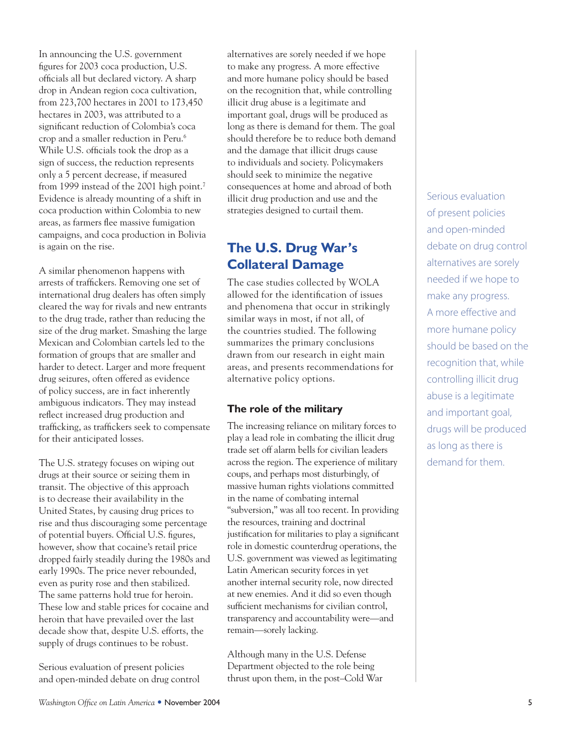In announcing the U.S. government figures for 2003 coca production, U.S. officials all but declared victory. A sharp drop in Andean region coca cultivation, from 223,700 hectares in 2001 to 173,450 hectares in 2003, was attributed to a significant reduction of Colombia's coca crop and a smaller reduction in Peru.[6] While U.S. officials took the drop as a sign of success, the reduction represents only a 5 percent decrease, if measured from 1999 instead of the 2001 high point.[7] Evidence is already mounting of a shift in coca production within Colombia to new areas, as farmers flee massive fumigation campaigns, and coca production in Bolivia is again on the rise.

A similar phenomenon happens with arrests of traffickers. Removing one set of international drug dealers has often simply cleared the way for rivals and new entrants to the drug trade, rather than reducing the size of the drug market. Smashing the large Mexican and Colombian cartels led to the formation of groups that are smaller and harder to detect. Larger and more frequent drug seizures, often offered as evidence of policy success, are in fact inherently ambiguous indicators. They may instead reflect increased drug production and trafficking, as traffickers seek to compensate for their anticipated losses.

The U.S. strategy focuses on wiping out drugs at their source or seizing them in transit. The objective of this approach is to decrease their availability in the United States, by causing drug prices to rise and thus discouraging some percentage of potential buyers. Official U.S. figures, however, show that cocaine's retail price dropped fairly steadily during the 1980s and early 1990s. The price never rebounded, even as purity rose and then stabilized. The same patterns hold true for heroin. These low and stable prices for cocaine and heroin that have prevailed over the last decade show that, despite U.S. efforts, the supply of drugs continues to be robust.

Serious evaluation of present policies and open-minded debate on drug control alternatives are sorely needed if we hope to make any progress. A more effective and more humane policy should be based on the recognition that, while controlling illicit drug abuse is a legitimate and important goal, drugs will be produced as long as there is demand for them. The goal should therefore be to reduce both demand and the damage that illicit drugs cause to individuals and society. Policymakers should seek to minimize the negative consequences at home and abroad of both illicit drug production and use and the strategies designed to curtail them.

## The U.S. Drug War's Collateral Damage

The case studies collected by WOLA allowed for the identification of issues and phenomena that occur in strikingly similar ways in most, if not all, of the countries studied. The following summarizes the primary conclusions drawn from our research in eight main areas, and presents recommendations for alternative policy options.

### The role of the military

The increasing reliance on military forces to play a lead role in combating the illicit drug trade set off alarm bells for civilian leaders across the region. The experience of military coups, and perhaps most disturbingly, of massive human rights violations committed in the name of combating internal "subversion," was all too recent. In providing the resources, training and doctrinal justification for militaries to play a significant role in domestic counterdrug operations, the U.S. government was viewed as legitimating Latin American security forces in yet another internal security role, now directed at new enemies. And it did so even though sufficient mechanisms for civilian control, transparency and accountability were—and remain—sorely lacking.

Although many in the U.S. Defense Department objected to the role being thrust upon them, in the post–Cold War

> Serious evaluation of present policies and open-minded debate on drug control alternatives are sorely needed if we hope to make any progress. A more effective and more humane policy should be based on the recognition that, while controlling illicit drug abuse is a legitimate and important goal, drugs will be produced as long as there is demand for them.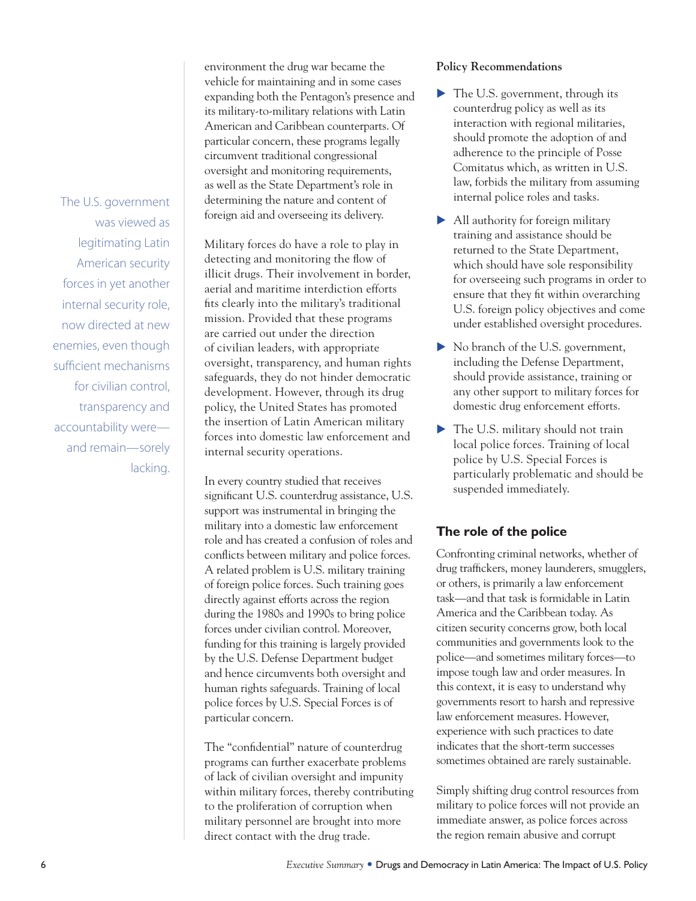> The U.S. government was viewed as legitimating Latin American security forces in yet another internal security role, now directed at new enemies, even though sufficient mechanisms for civilian control, transparency and accountability were—and remain—sorely lacking.

environment the drug war became the vehicle for maintaining and in some cases expanding both the Pentagon's presence and its military-to-military relations with Latin American and Caribbean counterparts. Of particular concern, these programs legally circumvent traditional congressional oversight and monitoring requirements, as well as the State Department's role in determining the nature and content of foreign aid and overseeing its delivery.

Military forces do have a role to play in detecting and monitoring the flow of illicit drugs. Their involvement in border, aerial and maritime interdiction efforts fits clearly into the military's traditional mission. Provided that these programs are carried out under the direction of civilian leaders, with appropriate oversight, transparency, and human rights safeguards, they do not hinder democratic development. However, through its drug policy, the United States has promoted the insertion of Latin American military forces into domestic law enforcement and internal security operations.

In every country studied that receives significant U.S. counterdrug assistance, U.S. support was instrumental in bringing the military into a domestic law enforcement role and has created a confusion of roles and conflicts between military and police forces. A related problem is U.S. military training of foreign police forces. Such training goes directly against efforts across the region during the 1980s and 1990s to bring police forces under civilian control. Moreover, funding for this training is largely provided by the U.S. Defense Department budget and hence circumvents both oversight and human rights safeguards. Training of local police forces by U.S. Special Forces is of particular concern.

The "confidential" nature of counterdrug programs can further exacerbate problems of lack of civilian oversight and impunity within military forces, thereby contributing to the proliferation of corruption when military personnel are brought into more direct contact with the drug trade.

**Policy Recommendations**

- The U.S. government, through its counterdrug policy as well as its interaction with regional militaries, should promote the adoption of and adherence to the principle of Posse Comitatus which, as written in U.S. law, forbids the military from assuming internal police roles and tasks.
- All authority for foreign military training and assistance should be returned to the State Department, which should have sole responsibility for overseeing such programs in order to ensure that they fit within overarching U.S. foreign policy objectives and come under established oversight procedures.
- No branch of the U.S. government, including the Defense Department, should provide assistance, training or any other support to military forces for domestic drug enforcement efforts.
- The U.S. military should not train local police forces. Training of local police by U.S. Special Forces is particularly problematic and should be suspended immediately.

## The role of the police

Confronting criminal networks, whether of drug traffickers, money launderers, smugglers, or others, is primarily a law enforcement task—and that task is formidable in Latin America and the Caribbean today. As citizen security concerns grow, both local communities and governments look to the police—and sometimes military forces—to impose tough law and order measures. In this context, it is easy to understand why governments resort to harsh and repressive law enforcement measures. However, experience with such practices to date indicates that the short-term successes sometimes obtained are rarely sustainable.

Simply shifting drug control resources from military to police forces will not provide an immediate answer, as police forces across the region remain abusive and corrupt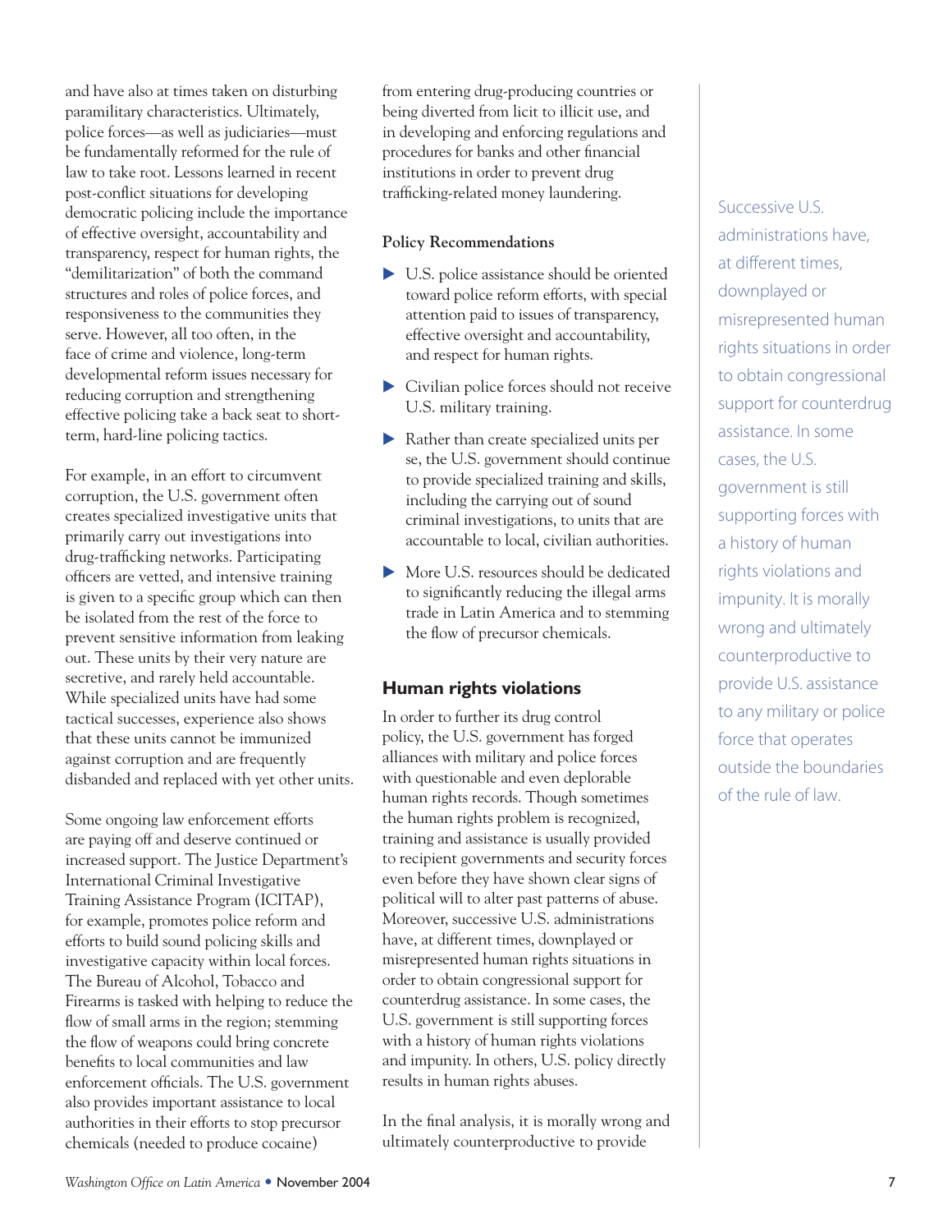and have also at times taken on disturbing paramilitary characteristics. Ultimately, police forces—as well as judiciaries—must be fundamentally reformed for the rule of law to take root. Lessons learned in recent post-conflict situations for developing democratic policing include the importance of effective oversight, accountability and transparency, respect for human rights, the "demilitarization" of both the command structures and roles of police forces, and responsiveness to the communities they serve. However, all too often, in the face of crime and violence, long-term developmental reform issues necessary for reducing corruption and strengthening effective policing take a back seat to short-term, hard-line policing tactics.

For example, in an effort to circumvent corruption, the U.S. government often creates specialized investigative units that primarily carry out investigations into drug-trafficking networks. Participating officers are vetted, and intensive training is given to a specific group which can then be isolated from the rest of the force to prevent sensitive information from leaking out. These units by their very nature are secretive, and rarely held accountable. While specialized units have had some tactical successes, experience also shows that these units cannot be immunized against corruption and are frequently disbanded and replaced with yet other units.

Some ongoing law enforcement efforts are paying off and deserve continued or increased support. The Justice Department's International Criminal Investigative Training Assistance Program (ICITAP), for example, promotes police reform and efforts to build sound policing skills and investigative capacity within local forces. The Bureau of Alcohol, Tobacco and Firearms is tasked with helping to reduce the flow of small arms in the region; stemming the flow of weapons could bring concrete benefits to local communities and law enforcement officials. The U.S. government also provides important assistance to local authorities in their efforts to stop precursor chemicals (needed to produce cocaine) from entering drug-producing countries or being diverted from licit to illicit use, and in developing and enforcing regulations and procedures for banks and other financial institutions in order to prevent drug trafficking-related money laundering.

### Policy Recommendations

- U.S. police assistance should be oriented toward police reform efforts, with special attention paid to issues of transparency, effective oversight and accountability, and respect for human rights.
- Civilian police forces should not receive U.S. military training.
- Rather than create specialized units per se, the U.S. government should continue to provide specialized training and skills, including the carrying out of sound criminal investigations, to units that are accountable to local, civilian authorities.
- More U.S. resources should be dedicated to significantly reducing the illegal arms trade in Latin America and to stemming the flow of precursor chemicals.

## Human rights violations

In order to further its drug control policy, the U.S. government has forged alliances with military and police forces with questionable and even deplorable human rights records. Though sometimes the human rights problem is recognized, training and assistance is usually provided to recipient governments and security forces even before they have shown clear signs of political will to alter past patterns of abuse. Moreover, successive U.S. administrations have, at different times, downplayed or misrepresented human rights situations in order to obtain congressional support for counterdrug assistance. In some cases, the U.S. government is still supporting forces with a history of human rights violations and impunity. In others, U.S. policy directly results in human rights abuses.

In the final analysis, it is morally wrong and ultimately counterproductive to provide

> Successive U.S. administrations have, at different times, downplayed or misrepresented human rights situations in order to obtain congressional support for counterdrug assistance. In some cases, the U.S. government is still supporting forces with a history of human rights violations and impunity. It is morally wrong and ultimately counterproductive to provide U.S. assistance to any military or police force that operates outside the boundaries of the rule of law.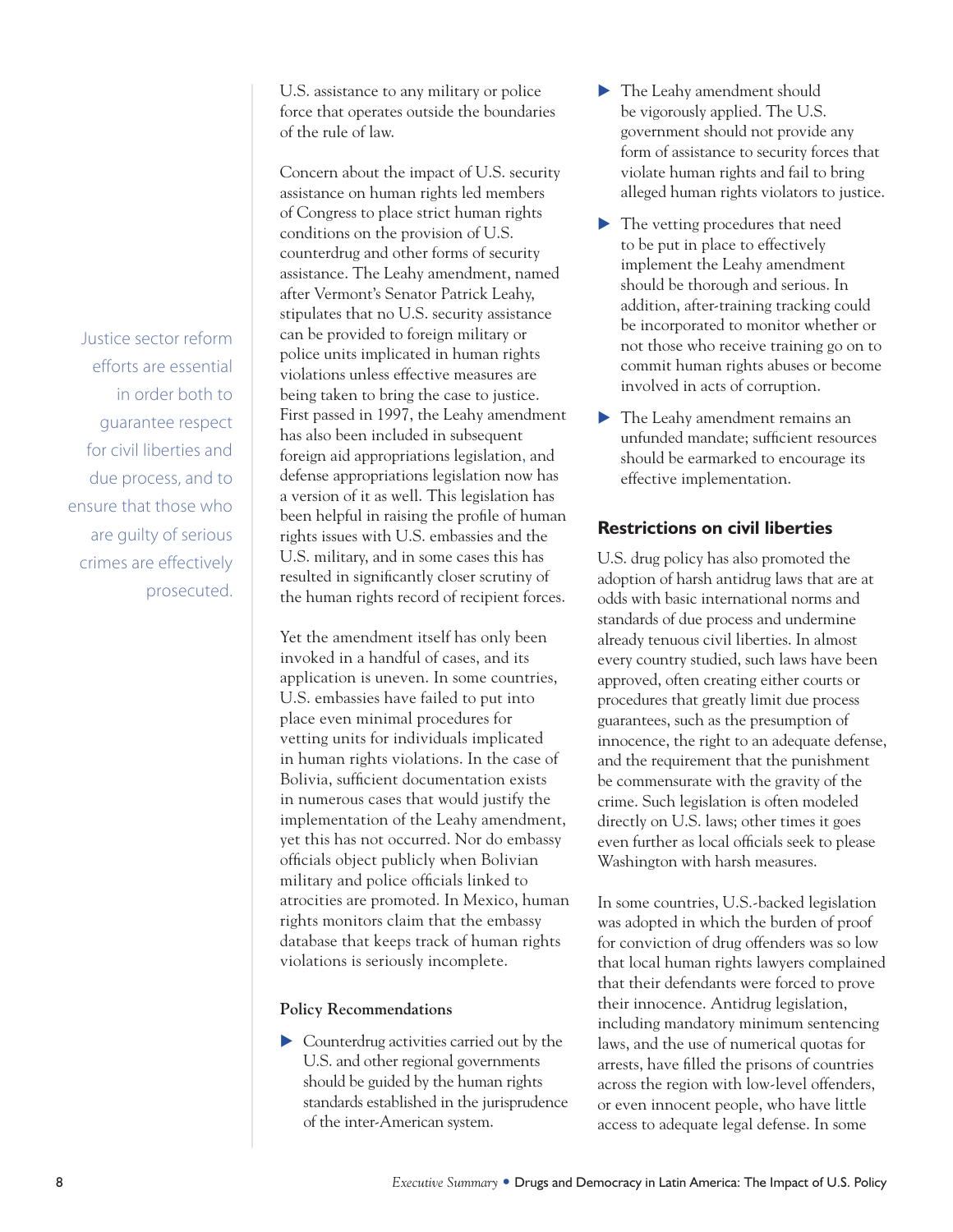U.S. assistance to any military or police force that operates outside the boundaries of the rule of law.

Concern about the impact of U.S. security assistance on human rights led members of Congress to place strict human rights conditions on the provision of U.S. counterdrug and other forms of security assistance. The Leahy amendment, named after Vermont's Senator Patrick Leahy, stipulates that no U.S. security assistance can be provided to foreign military or police units implicated in human rights violations unless effective measures are being taken to bring the case to justice. First passed in 1997, the Leahy amendment has also been included in subsequent foreign aid appropriations legislation, and defense appropriations legislation now has a version of it as well. This legislation has been helpful in raising the profile of human rights issues with U.S. embassies and the U.S. military, and in some cases this has resulted in significantly closer scrutiny of the human rights record of recipient forces.

Yet the amendment itself has only been invoked in a handful of cases, and its application is uneven. In some countries, U.S. embassies have failed to put into place even minimal procedures for vetting units for individuals implicated in human rights violations. In the case of Bolivia, sufficient documentation exists in numerous cases that would justify the implementation of the Leahy amendment, yet this has not occurred. Nor do embassy officials object publicly when Bolivian military and police officials linked to atrocities are promoted. In Mexico, human rights monitors claim that the embassy database that keeps track of human rights violations is seriously incomplete.

> Justice sector reform efforts are essential in order both to guarantee respect for civil liberties and due process, and to ensure that those who are guilty of serious crimes are effectively prosecuted.

### Policy Recommendations

- Counterdrug activities carried out by the U.S. and other regional governments should be guided by the human rights standards established in the jurisprudence of the inter-American system.
- The Leahy amendment should be vigorously applied. The U.S. government should not provide any form of assistance to security forces that violate human rights and fail to bring alleged human rights violators to justice.
- The vetting procedures that need to be put in place to effectively implement the Leahy amendment should be thorough and serious. In addition, after-training tracking could be incorporated to monitor whether or not those who receive training go on to commit human rights abuses or become involved in acts of corruption.
- The Leahy amendment remains an unfunded mandate; sufficient resources should be earmarked to encourage its effective implementation.

## Restrictions on civil liberties

U.S. drug policy has also promoted the adoption of harsh antidrug laws that are at odds with basic international norms and standards of due process and undermine already tenuous civil liberties. In almost every country studied, such laws have been approved, often creating either courts or procedures that greatly limit due process guarantees, such as the presumption of innocence, the right to an adequate defense, and the requirement that the punishment be commensurate with the gravity of the crime. Such legislation is often modeled directly on U.S. laws; other times it goes even further as local officials seek to please Washington with harsh measures.

In some countries, U.S.-backed legislation was adopted in which the burden of proof for conviction of drug offenders was so low that local human rights lawyers complained that their defendants were forced to prove their innocence. Antidrug legislation, including mandatory minimum sentencing laws, and the use of numerical quotas for arrests, have filled the prisons of countries across the region with low-level offenders, or even innocent people, who have little access to adequate legal defense. In some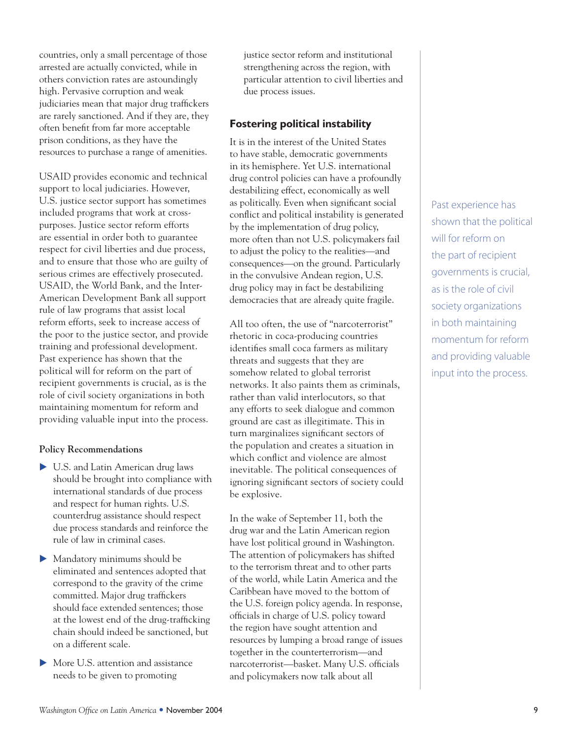countries, only a small percentage of those arrested are actually convicted, while in others conviction rates are astoundingly high. Pervasive corruption and weak judiciaries mean that major drug traffickers are rarely sanctioned. And if they are, they often benefit from far more acceptable prison conditions, as they have the resources to purchase a range of amenities.

USAID provides economic and technical support to local judiciaries. However, U.S. justice sector support has sometimes included programs that work at cross-purposes. Justice sector reform efforts are essential in order both to guarantee respect for civil liberties and due process, and to ensure that those who are guilty of serious crimes are effectively prosecuted. USAID, the World Bank, and the Inter-American Development Bank all support rule of law programs that assist local reform efforts, seek to increase access of the poor to the justice sector, and provide training and professional development. Past experience has shown that the political will for reform on the part of recipient governments is crucial, as is the role of civil society organizations in both maintaining momentum for reform and providing valuable input into the process.

**Policy Recommendations**

- U.S. and Latin American drug laws should be brought into compliance with international standards of due process and respect for human rights. U.S. counterdrug assistance should respect due process standards and reinforce the rule of law in criminal cases.
- Mandatory minimums should be eliminated and sentences adopted that correspond to the gravity of the crime committed. Major drug traffickers should face extended sentences; those at the lowest end of the drug-trafficking chain should indeed be sanctioned, but on a different scale.
- More U.S. attention and assistance needs to be given to promoting justice sector reform and institutional strengthening across the region, with particular attention to civil liberties and due process issues.

## Fostering political instability

It is in the interest of the United States to have stable, democratic governments in its hemisphere. Yet U.S. international drug control policies can have a profoundly destabilizing effect, economically as well as politically. Even when significant social conflict and political instability is generated by the implementation of drug policy, more often than not U.S. policymakers fail to adjust the policy to the realities—and consequences—on the ground. Particularly in the convulsive Andean region, U.S. drug policy may in fact be destabilizing democracies that are already quite fragile.

All too often, the use of "narcoterrorist" rhetoric in coca-producing countries identifies small coca farmers as military threats and suggests that they are somehow related to global terrorist networks. It also paints them as criminals, rather than valid interlocutors, so that any efforts to seek dialogue and common ground are cast as illegitimate. This in turn marginalizes significant sectors of the population and creates a situation in which conflict and violence are almost inevitable. The political consequences of ignoring significant sectors of society could be explosive.

In the wake of September 11, both the drug war and the Latin American region have lost political ground in Washington. The attention of policymakers has shifted to the terrorism threat and to other parts of the world, while Latin America and the Caribbean have moved to the bottom of the U.S. foreign policy agenda. In response, officials in charge of U.S. policy toward the region have sought attention and resources by lumping a broad range of issues together in the counterterrorism—and narcoterrorist—basket. Many U.S. officials and policymakers now talk about all

Past experience has shown that the political will for reform on the part of recipient governments is crucial, as is the role of civil society organizations in both maintaining momentum for reform and providing valuable input into the process.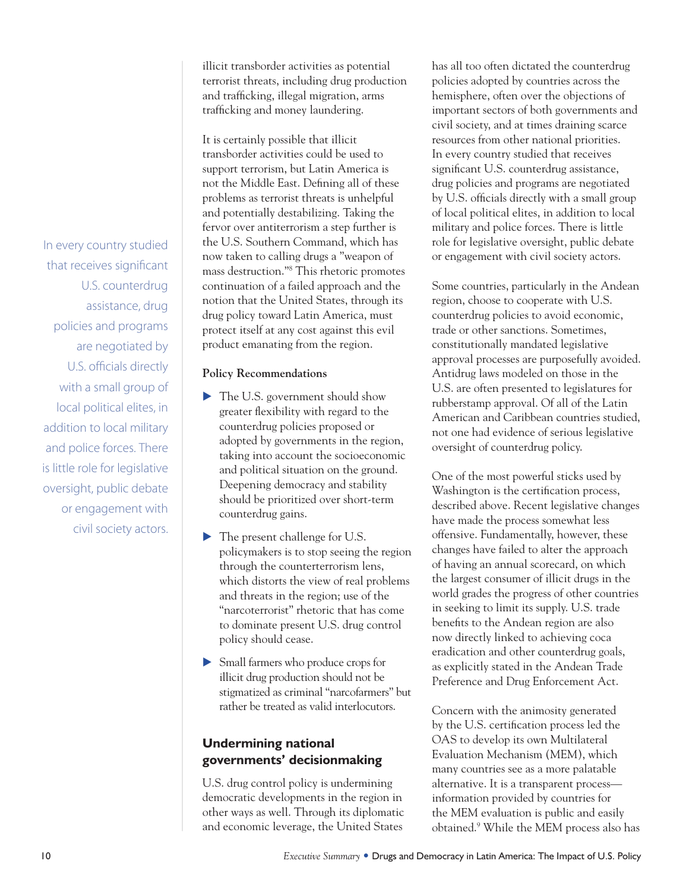illicit transborder activities as potential terrorist threats, including drug production and trafficking, illegal migration, arms trafficking and money laundering.

It is certainly possible that illicit transborder activities could be used to support terrorism, but Latin America is not the Middle East. Defining all of these problems as terrorist threats is unhelpful and potentially destabilizing. Taking the fervor over antiterrorism a step further is the U.S. Southern Command, which has now taken to calling drugs a "weapon of mass destruction."[8] This rhetoric promotes continuation of a failed approach and the notion that the United States, through its drug policy toward Latin America, must protect itself at any cost against this evil product emanating from the region.

**Policy Recommendations**

- The U.S. government should show greater flexibility with regard to the counterdrug policies proposed or adopted by governments in the region, taking into account the socioeconomic and political situation on the ground. Deepening democracy and stability should be prioritized over short-term counterdrug gains.
- The present challenge for U.S. policymakers is to stop seeing the region through the counterterrorism lens, which distorts the view of real problems and threats in the region; use of the "narcoterrorist" rhetoric that has come to dominate present U.S. drug control policy should cease.
- Small farmers who produce crops for illicit drug production should not be stigmatized as criminal "narcofarmers" but rather be treated as valid interlocutors.

## Undermining national governments' decisionmaking

U.S. drug control policy is undermining democratic developments in the region in other ways as well. Through its diplomatic and economic leverage, the United States has all too often dictated the counterdrug policies adopted by countries across the hemisphere, often over the objections of important sectors of both governments and civil society, and at times draining scarce resources from other national priorities. In every country studied that receives significant U.S. counterdrug assistance, drug policies and programs are negotiated by U.S. officials directly with a small group of local political elites, in addition to local military and police forces. There is little role for legislative oversight, public debate or engagement with civil society actors.

Some countries, particularly in the Andean region, choose to cooperate with U.S. counterdrug policies to avoid economic, trade or other sanctions. Sometimes, constitutionally mandated legislative approval processes are purposefully avoided. Antidrug laws modeled on those in the U.S. are often presented to legislatures for rubberstamp approval. Of all of the Latin American and Caribbean countries studied, not one had evidence of serious legislative oversight of counterdrug policy.

One of the most powerful sticks used by Washington is the certification process, described above. Recent legislative changes have made the process somewhat less offensive. Fundamentally, however, these changes have failed to alter the approach of having an annual scorecard, on which the largest consumer of illicit drugs in the world grades the progress of other countries in seeking to limit its supply. U.S. trade benefits to the Andean region are also now directly linked to achieving coca eradication and other counterdrug goals, as explicitly stated in the Andean Trade Preference and Drug Enforcement Act.

Concern with the animosity generated by the U.S. certification process led the OAS to develop its own Multilateral Evaluation Mechanism (MEM), which many countries see as a more palatable alternative. It is a transparent process—information provided by countries for the MEM evaluation is public and easily obtained.[9] While the MEM process also has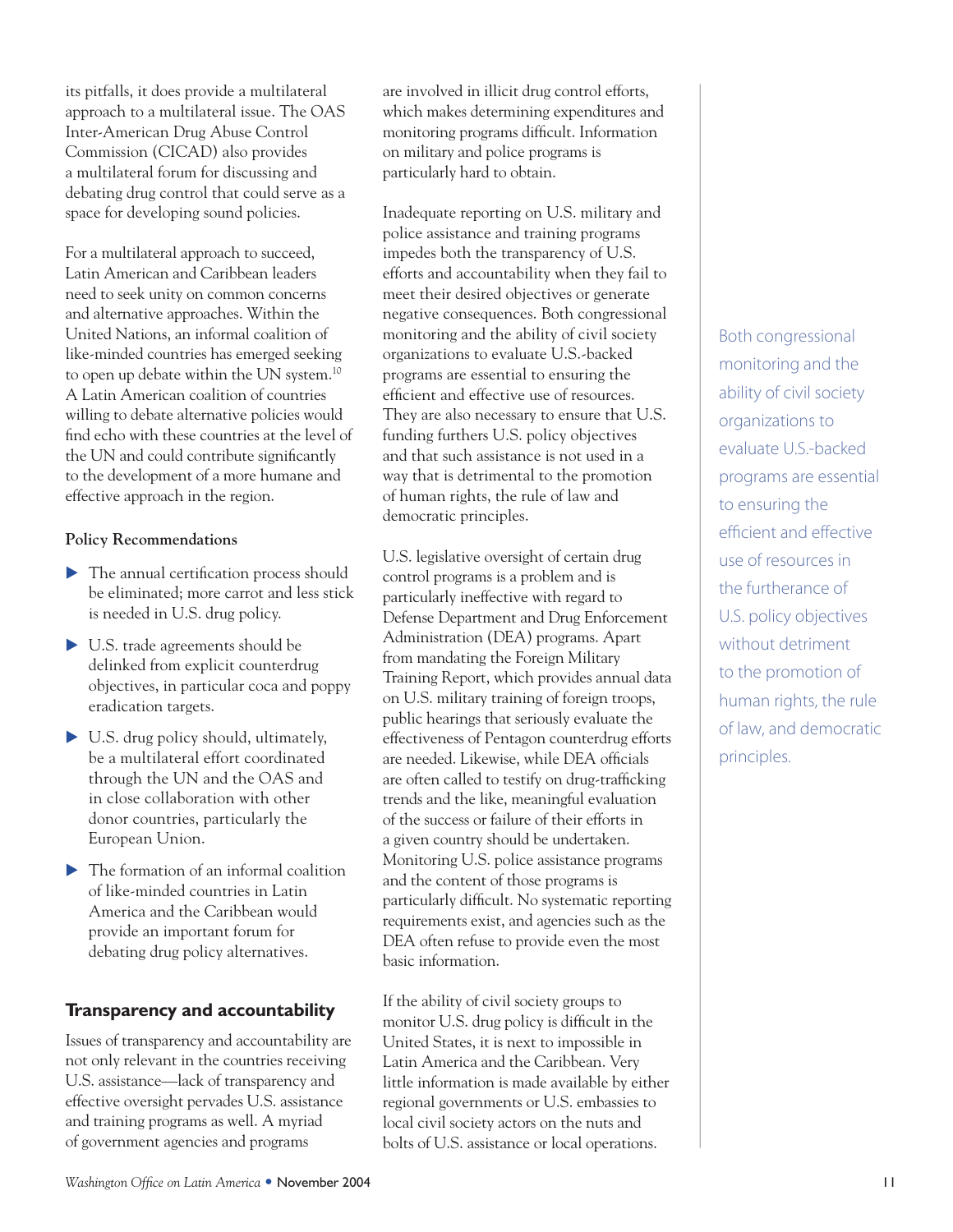its pitfalls, it does provide a multilateral approach to a multilateral issue. The OAS Inter-American Drug Abuse Control Commission (CICAD) also provides a multilateral forum for discussing and debating drug control that could serve as a space for developing sound policies.

For a multilateral approach to succeed, Latin American and Caribbean leaders need to seek unity on common concerns and alternative approaches. Within the United Nations, an informal coalition of like-minded countries has emerged seeking to open up debate within the UN system.[10] A Latin American coalition of countries willing to debate alternative policies would find echo with these countries at the level of the UN and could contribute significantly to the development of a more humane and effective approach in the region.

**Policy Recommendations**

- The annual certification process should be eliminated; more carrot and less stick is needed in U.S. drug policy.
- U.S. trade agreements should be delinked from explicit counterdrug objectives, in particular coca and poppy eradication targets.
- U.S. drug policy should, ultimately, be a multilateral effort coordinated through the UN and the OAS and in close collaboration with other donor countries, particularly the European Union.
- The formation of an informal coalition of like-minded countries in Latin America and the Caribbean would provide an important forum for debating drug policy alternatives.

## Transparency and accountability

Issues of transparency and accountability are not only relevant in the countries receiving U.S. assistance—lack of transparency and effective oversight pervades U.S. assistance and training programs as well. A myriad of government agencies and programs are involved in illicit drug control efforts, which makes determining expenditures and monitoring programs difficult. Information on military and police programs is particularly hard to obtain.

Inadequate reporting on U.S. military and police assistance and training programs impedes both the transparency of U.S. efforts and accountability when they fail to meet their desired objectives or generate negative consequences. Both congressional monitoring and the ability of civil society organizations to evaluate U.S.-backed programs are essential to ensuring the efficient and effective use of resources. They are also necessary to ensure that U.S. funding furthers U.S. policy objectives and that such assistance is not used in a way that is detrimental to the promotion of human rights, the rule of law and democratic principles.

U.S. legislative oversight of certain drug control programs is a problem and is particularly ineffective with regard to Defense Department and Drug Enforcement Administration (DEA) programs. Apart from mandating the Foreign Military Training Report, which provides annual data on U.S. military training of foreign troops, public hearings that seriously evaluate the effectiveness of Pentagon counterdrug efforts are needed. Likewise, while DEA officials are often called to testify on drug-trafficking trends and the like, meaningful evaluation of the success or failure of their efforts in a given country should be undertaken. Monitoring U.S. police assistance programs and the content of those programs is particularly difficult. No systematic reporting requirements exist, and agencies such as the DEA often refuse to provide even the most basic information.

If the ability of civil society groups to monitor U.S. drug policy is difficult in the United States, it is next to impossible in Latin America and the Caribbean. Very little information is made available by either regional governments or U.S. embassies to local civil society actors on the nuts and bolts of U.S. assistance or local operations.

> Both congressional monitoring and the ability of civil society organizations to evaluate U.S.-backed programs are essential to ensuring the efficient and effective use of resources in the furtherance of U.S. policy objectives without detriment to the promotion of human rights, the rule of law, and democratic principles.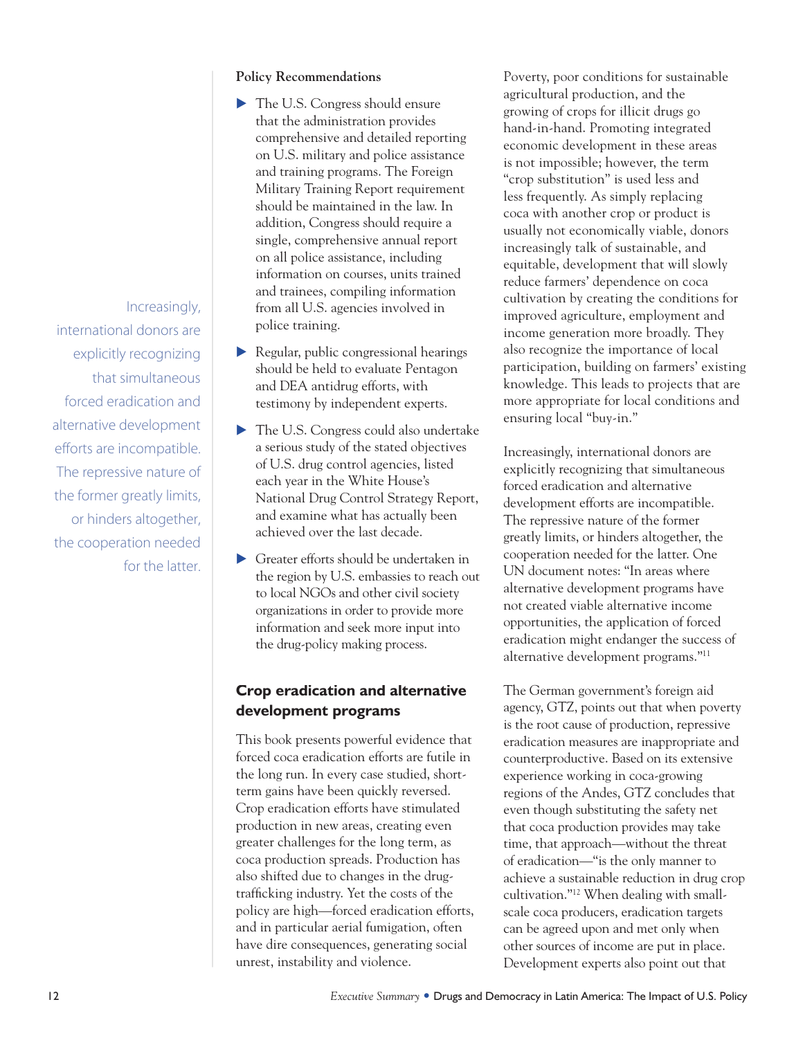**Policy Recommendations**

- The U.S. Congress should ensure that the administration provides comprehensive and detailed reporting on U.S. military and police assistance and training programs. The Foreign Military Training Report requirement should be maintained in the law. In addition, Congress should require a single, comprehensive annual report on all police assistance, including information on courses, units trained and trainees, compiling information from all U.S. agencies involved in police training.
- Regular, public congressional hearings should be held to evaluate Pentagon and DEA antidrug efforts, with testimony by independent experts.
- The U.S. Congress could also undertake a serious study of the stated objectives of U.S. drug control agencies, listed each year in the White House's National Drug Control Strategy Report, and examine what has actually been achieved over the last decade.
- Greater efforts should be undertaken in the region by U.S. embassies to reach out to local NGOs and other civil society organizations in order to provide more information and seek more input into the drug-policy making process.

## Crop eradication and alternative development programs

This book presents powerful evidence that forced coca eradication efforts are futile in the long run. In every case studied, short-term gains have been quickly reversed. Crop eradication efforts have stimulated production in new areas, creating even greater challenges for the long term, as coca production spreads. Production has also shifted due to changes in the drug-trafficking industry. Yet the costs of the policy are high—forced eradication efforts, and in particular aerial fumigation, often have dire consequences, generating social unrest, instability and violence.

Poverty, poor conditions for sustainable agricultural production, and the growing of crops for illicit drugs go hand-in-hand. Promoting integrated economic development in these areas is not impossible; however, the term "crop substitution" is used less and less frequently. As simply replacing coca with another crop or product is usually not economically viable, donors increasingly talk of sustainable, and equitable, development that will slowly reduce farmers' dependence on coca cultivation by creating the conditions for improved agriculture, employment and income generation more broadly. They also recognize the importance of local participation, building on farmers' existing knowledge. This leads to projects that are more appropriate for local conditions and ensuring local "buy-in."

Increasingly, international donors are explicitly recognizing that simultaneous forced eradication and alternative development efforts are incompatible. The repressive nature of the former greatly limits, or hinders altogether, the cooperation needed for the latter. One UN document notes: "In areas where alternative development programs have not created viable alternative income opportunities, the application of forced eradication might endanger the success of alternative development programs."[11]

The German government's foreign aid agency, GTZ, points out that when poverty is the root cause of production, repressive eradication measures are inappropriate and counterproductive. Based on its extensive experience working in coca-growing regions of the Andes, GTZ concludes that even though substituting the safety net that coca production provides may take time, that approach—without the threat of eradication—"is the only manner to achieve a sustainable reduction in drug crop cultivation."[12] When dealing with small-scale coca producers, eradication targets can be agreed upon and met only when other sources of income are put in place. Development experts also point out that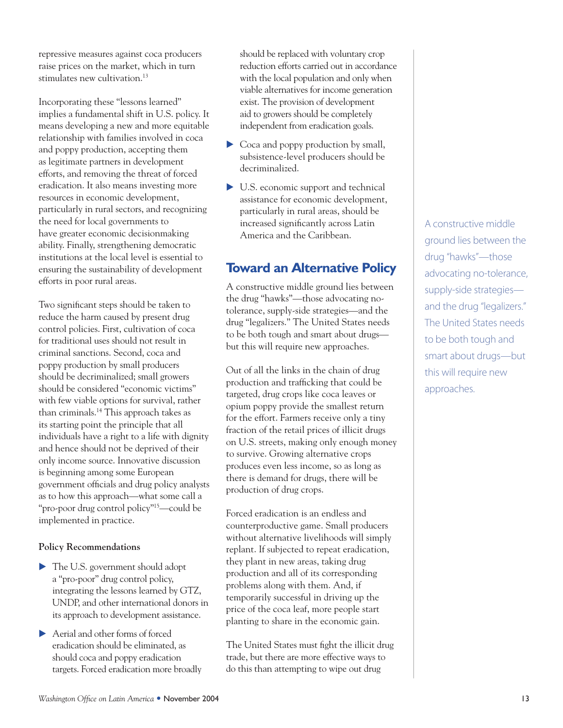repressive measures against coca producers raise prices on the market, which in turn stimulates new cultivation.[13]

Incorporating these "lessons learned" implies a fundamental shift in U.S. policy. It means developing a new and more equitable relationship with families involved in coca and poppy production, accepting them as legitimate partners in development efforts, and removing the threat of forced eradication. It also means investing more resources in economic development, particularly in rural sectors, and recognizing the need for local governments to have greater economic decisionmaking ability. Finally, strengthening democratic institutions at the local level is essential to ensuring the sustainability of development efforts in poor rural areas.

Two significant steps should be taken to reduce the harm caused by present drug control policies. First, cultivation of coca for traditional uses should not result in criminal sanctions. Second, coca and poppy production by small producers should be decriminalized; small growers should be considered "economic victims" with few viable options for survival, rather than criminals.[14] This approach takes as its starting point the principle that all individuals have a right to a life with dignity and hence should not be deprived of their only income source. Innovative discussion is beginning among some European government officials and drug policy analysts as to how this approach—what some call a "pro-poor drug control policy"[15]—could be implemented in practice.

**Policy Recommendations**

- The U.S. government should adopt a "pro-poor" drug control policy, integrating the lessons learned by GTZ, UNDP, and other international donors in its approach to development assistance.
- Aerial and other forms of forced eradication should be eliminated, as should coca and poppy eradication targets. Forced eradication more broadly should be replaced with voluntary crop reduction efforts carried out in accordance with the local population and only when viable alternatives for income generation exist. The provision of development aid to growers should be completely independent from eradication goals.
- Coca and poppy production by small, subsistence-level producers should be decriminalized.
- U.S. economic support and technical assistance for economic development, particularly in rural areas, should be increased significantly across Latin America and the Caribbean.

## Toward an Alternative Policy

A constructive middle ground lies between the drug "hawks"—those advocating no-tolerance, supply-side strategies—and the drug "legalizers." The United States needs to be both tough and smart about drugs—but this will require new approaches.

Out of all the links in the chain of drug production and trafficking that could be targeted, drug crops like coca leaves or opium poppy provide the smallest return for the effort. Farmers receive only a tiny fraction of the retail prices of illicit drugs on U.S. streets, making only enough money to survive. Growing alternative crops produces even less income, so as long as there is demand for drugs, there will be production of drug crops.

Forced eradication is an endless and counterproductive game. Small producers without alternative livelihoods will simply replant. If subjected to repeat eradication, they plant in new areas, taking drug production and all of its corresponding problems along with them. And, if temporarily successful in driving up the price of the coca leaf, more people start planting to share in the economic gain.

The United States must fight the illicit drug trade, but there are more effective ways to do this than attempting to wipe out drug

*A constructive middle ground lies between the drug "hawks"—those advocating no-tolerance, supply-side strategies—and the drug "legalizers." The United States needs to be both tough and smart about drugs—but this will require new approaches.*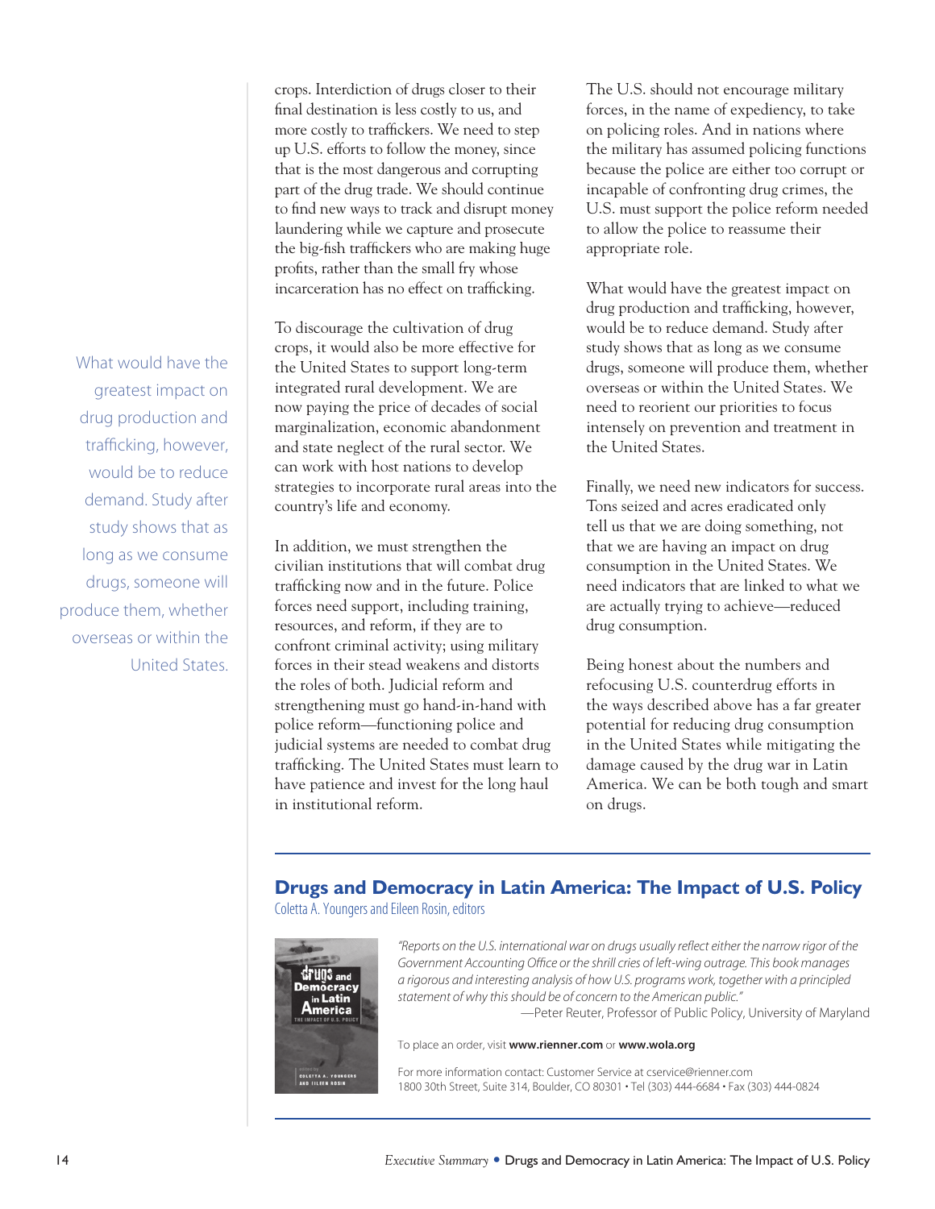crops. Interdiction of drugs closer to their final destination is less costly to us, and more costly to traffickers. We need to step up U.S. efforts to follow the money, since that is the most dangerous and corrupting part of the drug trade. We should continue to find new ways to track and disrupt money laundering while we capture and prosecute the big-fish traffickers who are making huge profits, rather than the small fry whose incarceration has no effect on trafficking.

To discourage the cultivation of drug crops, it would also be more effective for the United States to support long-term integrated rural development. We are now paying the price of decades of social marginalization, economic abandonment and state neglect of the rural sector. We can work with host nations to develop strategies to incorporate rural areas into the country's life and economy.

In addition, we must strengthen the civilian institutions that will combat drug trafficking now and in the future. Police forces need support, including training, resources, and reform, if they are to confront criminal activity; using military forces in their stead weakens and distorts the roles of both. Judicial reform and strengthening must go hand-in-hand with police reform—functioning police and judicial systems are needed to combat drug trafficking. The United States must learn to have patience and invest for the long haul in institutional reform.

The U.S. should not encourage military forces, in the name of expediency, to take on policing roles. And in nations where the military has assumed policing functions because the police are either too corrupt or incapable of confronting drug crimes, the U.S. must support the police reform needed to allow the police to reassume their appropriate role.

What would have the greatest impact on drug production and trafficking, however, would be to reduce demand. Study after study shows that as long as we consume drugs, someone will produce them, whether overseas or within the United States. We need to reorient our priorities to focus intensely on prevention and treatment in the United States.

Finally, we need new indicators for success. Tons seized and acres eradicated only tell us that we are doing something, not that we are having an impact on drug consumption in the United States. We need indicators that are linked to what we are actually trying to achieve—reduced drug consumption.

Being honest about the numbers and refocusing U.S. counterdrug efforts in the ways described above has a far greater potential for reducing drug consumption in the United States while mitigating the damage caused by the drug war in Latin America. We can be both tough and smart on drugs.

> What would have the greatest impact on drug production and trafficking, however, would be to reduce demand. Study after study shows that as long as we consume drugs, someone will produce them, whether overseas or within the United States.

---

## Drugs and Democracy in Latin America: The Impact of U.S. Policy

Coletta A. Youngers and Eileen Rosin, editors

*"Reports on the U.S. international war on drugs usually reflect either the narrow rigor of the Government Accounting Office or the shrill cries of left-wing outrage. This book manages a rigorous and interesting analysis of how U.S. programs work, together with a principled statement of why this should be of concern to the American public."*
—Peter Reuter, Professor of Public Policy, University of Maryland

To place an order, visit **www.rienner.com** or **www.wola.org**

For more information contact: Customer Service at cservice@rienner.com
1800 30th Street, Suite 314, Boulder, CO 80301 • Tel (303) 444-6684 • Fax (303) 444-0824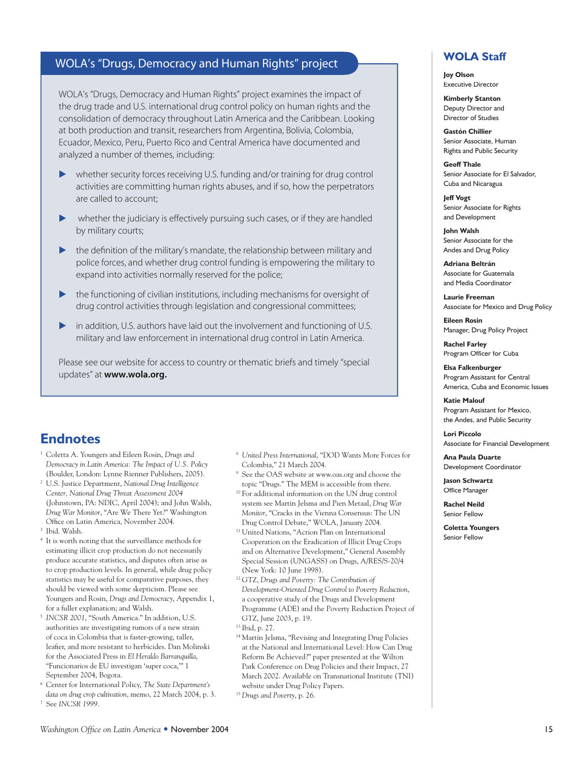## WOLA's "Drugs, Democracy and Human Rights" project

WOLA's "Drugs, Democracy and Human Rights" project examines the impact of the drug trade and U.S. international drug control policy on human rights and the consolidation of democracy throughout Latin America and the Caribbean. Looking at both production and transit, researchers from Argentina, Bolivia, Colombia, Ecuador, Mexico, Peru, Puerto Rico and Central America have documented and analyzed a number of themes, including:

- whether security forces receiving U.S. funding and/or training for drug control activities are committing human rights abuses, and if so, how the perpetrators are called to account;
- whether the judiciary is effectively pursuing such cases, or if they are handled by military courts;
- the definition of the military's mandate, the relationship between military and police forces, and whether drug control funding is empowering the military to expand into activities normally reserved for the police;
- the functioning of civilian institutions, including mechanisms for oversight of drug control activities through legislation and congressional committees;
- in addition, U.S. authors have laid out the involvement and functioning of U.S. military and law enforcement in international drug control in Latin America.

Please see our website for access to country or thematic briefs and timely "special updates" at **www.wola.org.**

## Endnotes

[1] Coletta A. Youngers and Eileen Rosin, *Drugs and Democracy in Latin America: The Impact of U.S. Policy* (Boulder, London: Lynne Rienner Publishers, 2005).

[2] U.S. Justice Department, *National Drug Intelligence Center, National Drug Threat Assessment 2004* (Johnstown, PA: NDIC, April 2004); and John Walsh, *Drug War Monitor*, "Are We There Yet?" Washington Office on Latin America, November 2004.

[3] Ibid. Walsh.

[4] It is worth noting that the surveillance methods for estimating illicit crop production do not necessarily produce accurate statistics, and disputes often arise as to crop production levels. In general, while drug policy statistics may be useful for comparative purposes, they should be viewed with some skepticism. Please see Youngers and Rosin, *Drugs and Democracy*, Appendix 1, for a fuller explanation; and Walsh.

[5] *INCSR 2001*, "South America." In addition, U.S. authorities are investigating rumors of a new strain of coca in Colombia that is faster-growing, taller, leafier, and more resistant to herbicides. Dan Molinski for the Associated Press in *El Heraldo Barranquilla*, "Funcionarios de EU investigan 'super coca,'" 1 September 2004, Bogota.

[6] Center for International Policy, *The State Department's data on drug crop cultivation*, memo, 22 March 2004, p. 3.

[7] See *INCSR 1999*.

[8] *United Press International*, "DOD Wants More Forces for Colombia," 21 March 2004.

[9] See the OAS website at www.oas.org and choose the topic "Drugs." The MEM is accessible from there.

[10] For additional information on the UN drug control system see Martin Jelsma and Pien Metaal, *Drug War Monitor*, "Cracks in the Vienna Consensus: The UN Drug Control Debate," WOLA, January 2004.

[11] United Nations, "Action Plan on International Cooperation on the Eradication of Illicit Drug Crops and on Alternative Development," General Assembly Special Session (UNGASS) on Drugs, A/RES/S-20/4 (New York: 10 June 1998).

[12] GTZ, *Drugs and Poverty: The Contribution of Development-Oriented Drug Control to Poverty Reduction*, a cooperative study of the Drugs and Development Programme (ADE) and the Poverty Reduction Project of GTZ, June 2003, p. 19.

[13] Ibid, p. 27.

[14] Martin Jelsma, "Revising and Integrating Drug Policies at the National and International Level: How Can Drug Reform Be Achieved?" paper presented at the Wilton Park Conference on Drug Policies and their Impact, 27 March 2002. Available on Transnational Institute (TNI) website under Drug Policy Papers.

[15] *Drugs and Poverty*, p. 26.

## WOLA Staff

**Joy Olson**
Executive Director

**Kimberly Stanton**
Deputy Director and Director of Studies

**Gastón Chillier**
Senior Associate, Human Rights and Public Security

**Geoff Thale**
Senior Associate for El Salvador, Cuba and Nicaragua

**Jeff Vogt**
Senior Associate for Rights and Development

**John Walsh**
Senior Associate for the Andes and Drug Policy

**Adriana Beltrán**
Associate for Guatemala and Media Coordinator

**Laurie Freeman**
Associate for Mexico and Drug Policy

**Eileen Rosin**
Manager, Drug Policy Project

**Rachel Farley**
Program Officer for Cuba

**Elsa Falkenburger**
Program Assistant for Central America, Cuba and Economic Issues

**Katie Malouf**
Program Assistant for Mexico, the Andes, and Public Security

**Lori Piccolo**
Associate for Financial Development

**Ana Paula Duarte**
Development Coordinator

**Jason Schwartz**
Office Manager

**Rachel Neild**
Senior Fellow

**Coletta Youngers**
Senior Fellow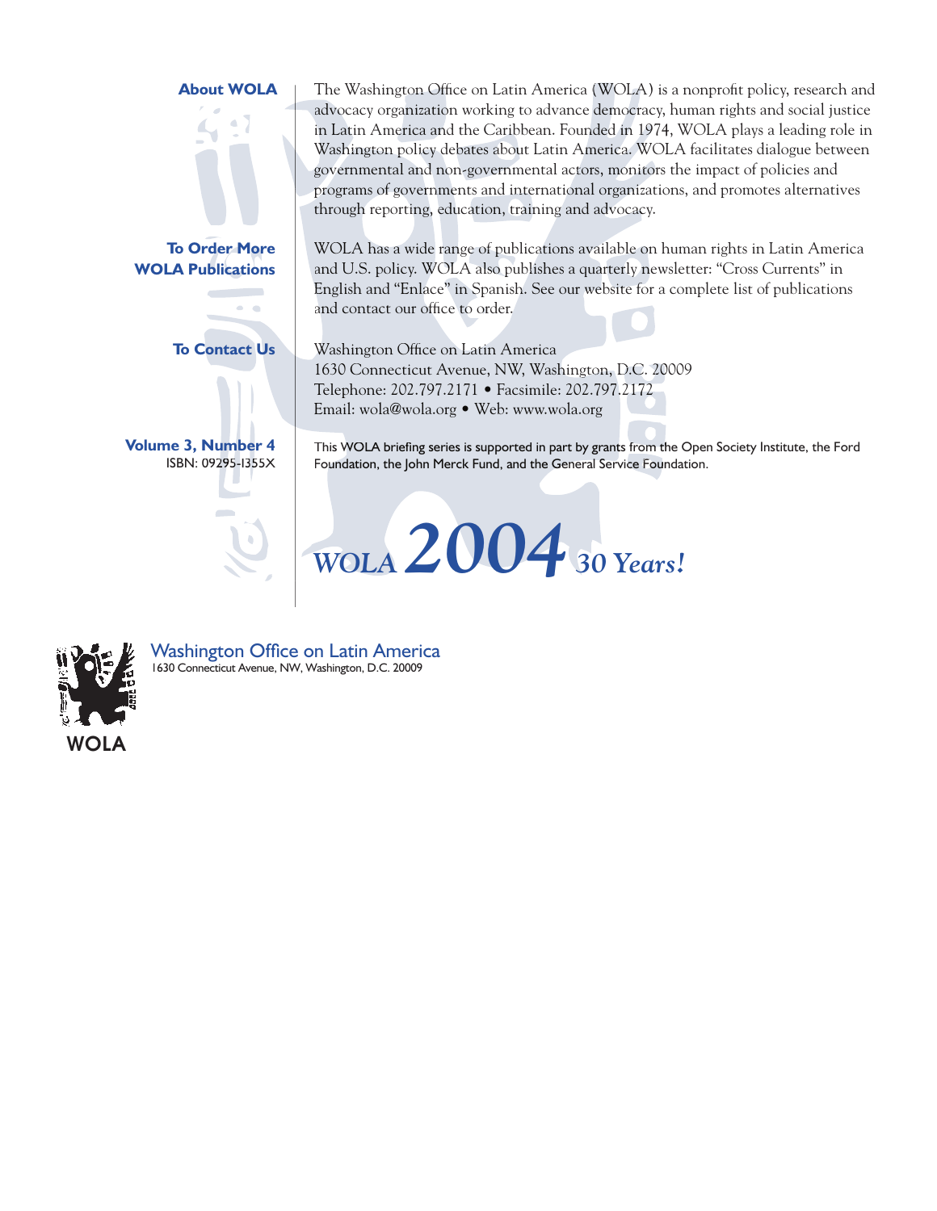**About WOLA**

The Washington Office on Latin America (WOLA) is a nonprofit policy, research and advocacy organization working to advance democracy, human rights and social justice in Latin America and the Caribbean. Founded in 1974, WOLA plays a leading role in Washington policy debates about Latin America. WOLA facilitates dialogue between governmental and non-governmental actors, monitors the impact of policies and programs of governments and international organizations, and promotes alternatives through reporting, education, training and advocacy.

**To Order More WOLA Publications**

WOLA has a wide range of publications available on human rights in Latin America and U.S. policy. WOLA also publishes a quarterly newsletter: "Cross Currents" in English and "Enlace" in Spanish. See our website for a complete list of publications and contact our office to order.

**To Contact Us**

Washington Office on Latin America
1630 Connecticut Avenue, NW, Washington, D.C. 20009
Telephone: 202.797.2171 • Facsimile: 202.797.2172
Email: wola@wola.org • Web: www.wola.org

**Volume 3, Number 4**
ISBN: 09295-1355X

This WOLA briefing series is supported in part by grants from the Open Society Institute, the Ford Foundation, the John Merck Fund, and the General Service Foundation.

*WOLA 2004 30 Years!*

Washington Office on Latin America
1630 Connecticut Avenue, NW, Washington, D.C. 20009

WOLA